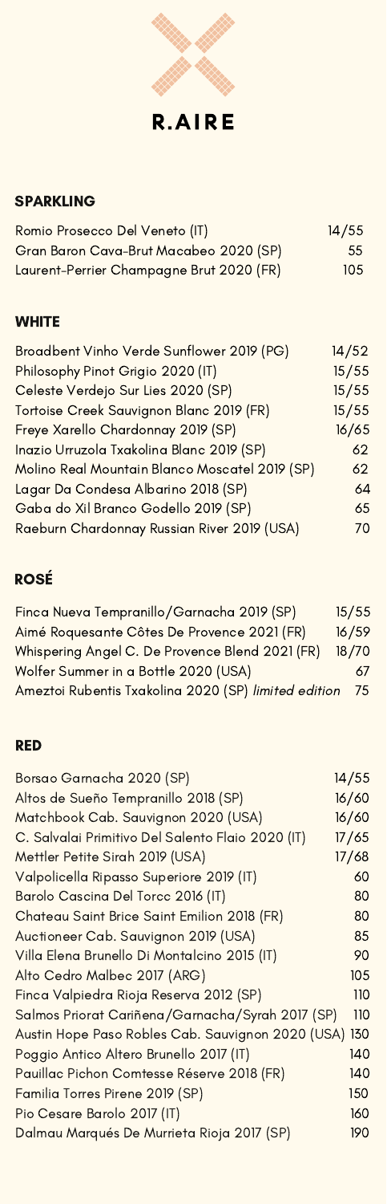# R.AIRE

## SPARKLING

| | |
|---|---|
| Romio Prosecco Del Veneto (IT) | 14/55 |
| Gran Baron Cava-Brut Macabeo 2020 (SP) | 55 |
| Laurent-Perrier Champagne Brut 2020 (FR) | 105 |

## WHITE

| | |
|---|---|
| Broadbent Vinho Verde Sunflower 2019 (PG) | 14/52 |
| Philosophy Pinot Grigio 2020 (IT) | 15/55 |
| Celeste Verdejo Sur Lies 2020 (SP) | 15/55 |
| Tortoise Creek Sauvignon Blanc 2019 (FR) | 15/55 |
| Freye Xarello Chardonnay 2019 (SP) | 16/65 |
| Inazio Urruzola Txakolina Blanc 2019 (SP) | 62 |
| Molino Real Mountain Blanco Moscatel 2019 (SP) | 62 |
| Lagar Da Condesa Albarino 2018 (SP) | 64 |
| Gaba do Xil Branco Godello 2019 (SP) | 65 |
| Raeburn Chardonnay Russian River 2019 (USA) | 70 |

## ROSÉ

| | |
|---|---|
| Finca Nueva Tempranillo/Garnacha 2019 (SP) | 15/55 |
| Aimé Roquesante Côtes De Provence 2021 (FR) | 16/59 |
| Whispering Angel C. De Provence Blend 2021 (FR) | 18/70 |
| Wolfer Summer in a Bottle 2020 (USA) | 67 |
| Ameztoi Rubentis Txakolina 2020 (SP) *limited edition* | 75 |

## RED

| | |
|---|---|
| Borsao Garnacha 2020 (SP) | 14/55 |
| Altos de Sueño Tempranillo 2018 (SP) | 16/60 |
| Matchbook Cab. Sauvignon 2020 (USA) | 16/60 |
| C. Salvalai Primitivo Del Salento Flaio 2020 (IT) | 17/65 |
| Mettler Petite Sirah 2019 (USA) | 17/68 |
| Valpolicella Ripasso Superiore 2019 (IT) | 60 |
| Barolo Cascina Del Torcc 2016 (IT) | 80 |
| Chateau Saint Brice Saint Emilion 2018 (FR) | 80 |
| Auctioneer Cab. Sauvignon 2019 (USA) | 85 |
| Villa Elena Brunello Di Montalcino 2015 (IT) | 90 |
| Alto Cedro Malbec 2017 (ARG) | 105 |
| Finca Valpiedra Rioja Reserva 2012 (SP) | 110 |
| Salmos Priorat Cariñena/Garnacha/Syrah 2017 (SP) | 110 |
| Austin Hope Paso Robles Cab. Sauvignon 2020 (USA) | 130 |
| Poggio Antico Altero Brunello 2017 (IT) | 140 |
| Pauillac Pichon Comtesse Réserve 2018 (FR) | 140 |
| Familia Torres Pirene 2019 (SP) | 150 |
| Pio Cesare Barolo 2017 (IT) | 160 |
| Dalmau Marqués De Murrieta Rioja 2017 (SP) | 190 |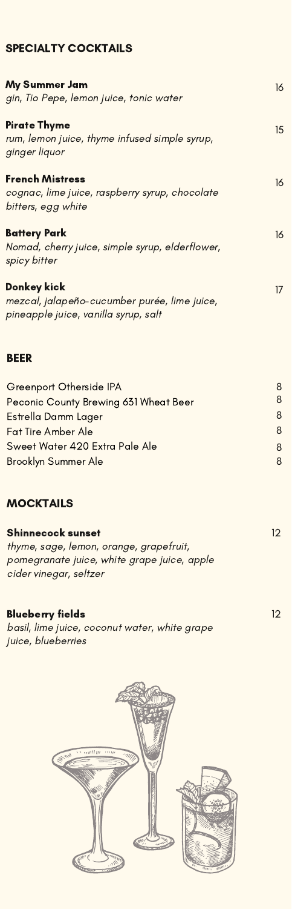## SPECIALTY COCKTAILS

**My Summer Jam** 16
*gin, Tio Pepe, lemon juice, tonic water*

**Pirate Thyme** 15
*rum, lemon juice, thyme infused simple syrup, ginger liquor*

**French Mistress** 16
*cognac, lime juice, raspberry syrup, chocolate bitters, egg white*

**Battery Park** 16
*Nomad, cherry juice, simple syrup, elderflower, spicy bitter*

**Donkey kick** 17
*mezcal, jalapeño-cucumber purée, lime juice, pineapple juice, vanilla syrup, salt*

## BEER

| | |
|---|---|
| Greenport Otherside IPA | 8 |
| Peconic County Brewing 631 Wheat Beer | 8 |
| Estrella Damm Lager | 8 |
| Fat Tire Amber Ale | 8 |
| Sweet Water 420 Extra Pale Ale | 8 |
| Brooklyn Summer Ale | 8 |

## MOCKTAILS

**Shinnecock sunset** 12
*thyme, sage, lemon, orange, grapefruit, pomegranate juice, white grape juice, apple cider vinegar, seltzer*

**Blueberry fields** 12
*basil, lime juice, coconut water, white grape juice, blueberries*